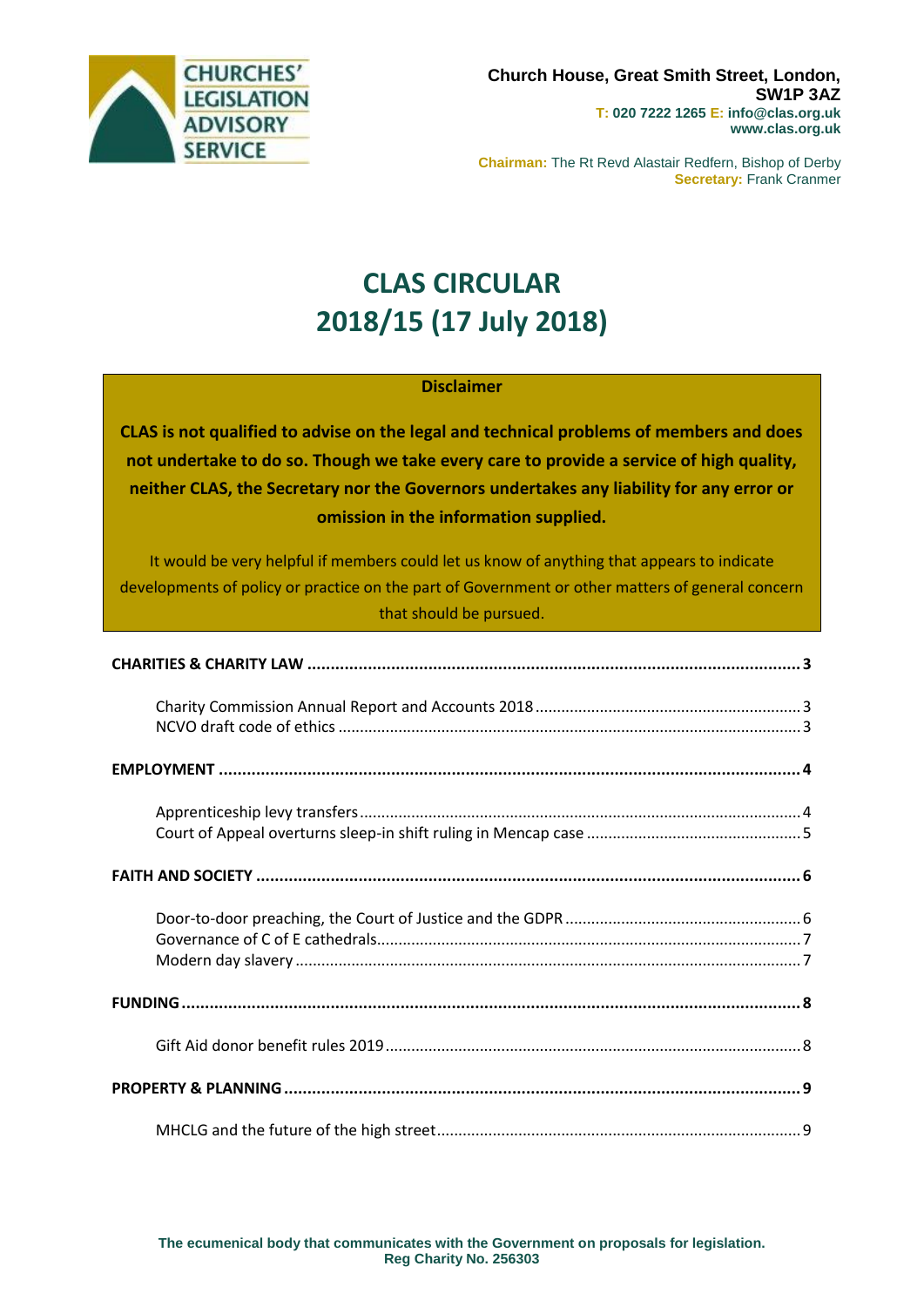CHURCHES' LEGISLATION ADVISORY SERVICE

**Church House, Great Smith Street, London, SW1P 3AZ**
**T: 020 7222 1265 E: info@clas.org.uk**
**www.clas.org.uk**

**Chairman:** The Rt Revd Alastair Redfern, Bishop of Derby
**Secretary:** Frank Cranmer

# CLAS CIRCULAR 2018/15 (17 July 2018)

**Disclaimer**

**CLAS is not qualified to advise on the legal and technical problems of members and does not undertake to do so. Though we take every care to provide a service of high quality, neither CLAS, the Secretary nor the Governors undertakes any liability for any error or omission in the information supplied.**

It would be very helpful if members could let us know of anything that appears to indicate developments of policy or practice on the part of Government or other matters of general concern that should be pursued.

**CHARITIES & CHARITY LAW** ..... 3

- Charity Commission Annual Report and Accounts 2018 ..... 3
- NCVO draft code of ethics ..... 3

**EMPLOYMENT** ..... 4

- Apprenticeship levy transfers ..... 4
- Court of Appeal overturns sleep-in shift ruling in Mencap case ..... 5

**FAITH AND SOCIETY** ..... 6

- Door-to-door preaching, the Court of Justice and the GDPR ..... 6
- Governance of C of E cathedrals ..... 7
- Modern day slavery ..... 7

**FUNDING** ..... 8

- Gift Aid donor benefit rules 2019 ..... 8

**PROPERTY & PLANNING** ..... 9

- MHCLG and the future of the high street ..... 9

**The ecumenical body that communicates with the Government on proposals for legislation.**
**Reg Charity No. 256303**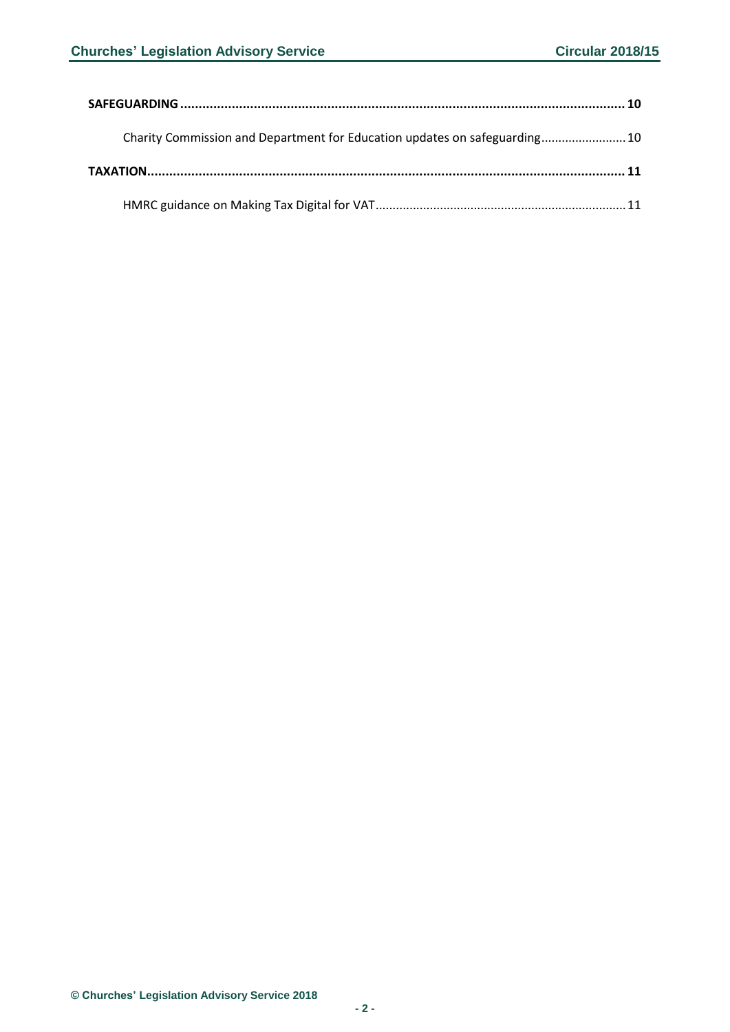**SAFEGUARDING** ..................................................................... 10

Charity Commission and Department for Education updates on safeguarding ..................... 10

**TAXATION** ..................................................................... 11

HMRC guidance on Making Tax Digital for VAT ..................................................................... 11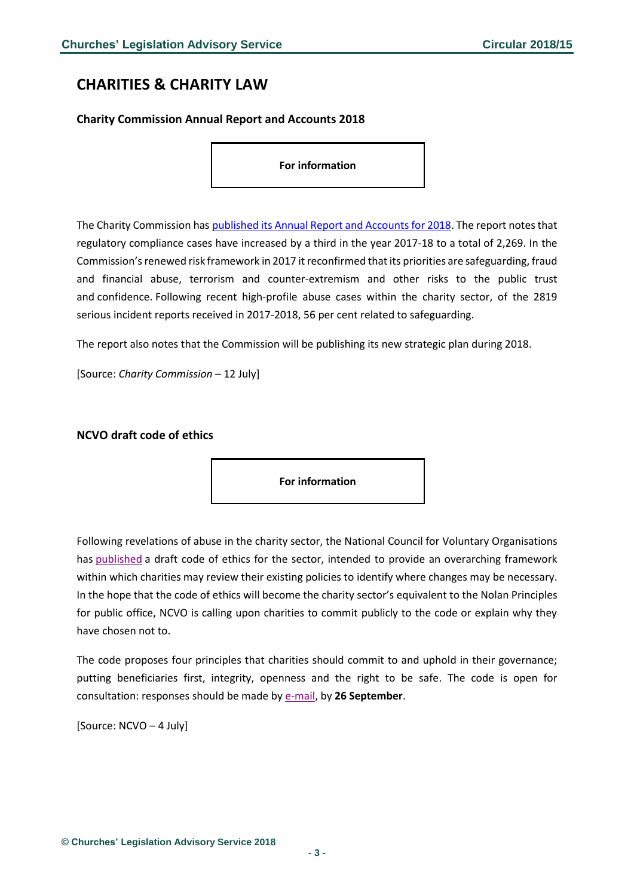# CHARITIES & CHARITY LAW

### Charity Commission Annual Report and Accounts 2018

**For information**

The Charity Commission has published its Annual Report and Accounts for 2018. The report notes that regulatory compliance cases have increased by a third in the year 2017-18 to a total of 2,269. In the Commission's renewed risk framework in 2017 it reconfirmed that its priorities are safeguarding, fraud and financial abuse, terrorism and counter-extremism and other risks to the public trust and confidence. Following recent high-profile abuse cases within the charity sector, of the 2819 serious incident reports received in 2017-2018, 56 per cent related to safeguarding.

The report also notes that the Commission will be publishing its new strategic plan during 2018.

[Source: *Charity Commission* – 12 July]

### NCVO draft code of ethics

**For information**

Following revelations of abuse in the charity sector, the National Council for Voluntary Organisations has published a draft code of ethics for the sector, intended to provide an overarching framework within which charities may review their existing policies to identify where changes may be necessary. In the hope that the code of ethics will become the charity sector's equivalent to the Nolan Principles for public office, NCVO is calling upon charities to commit publicly to the code or explain why they have chosen not to.

The code proposes four principles that charities should commit to and uphold in their governance; putting beneficiaries first, integrity, openness and the right to be safe. The code is open for consultation: responses should be made by e-mail, by **26 September**.

[Source: NCVO – 4 July]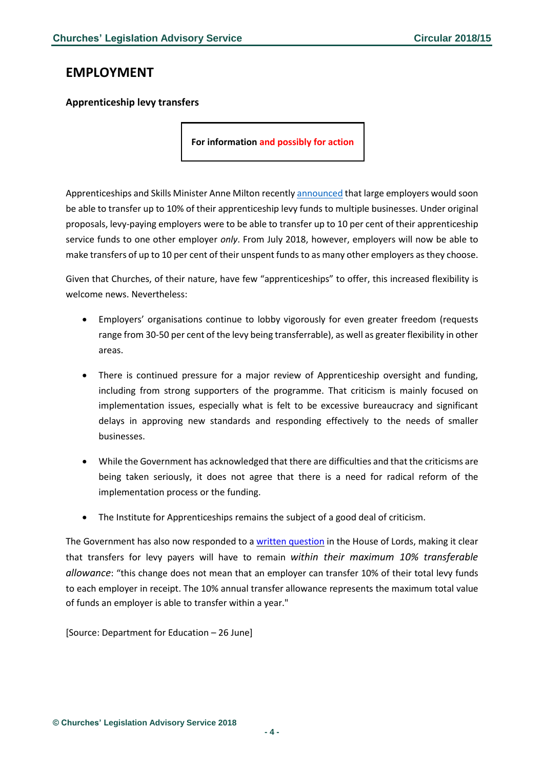## EMPLOYMENT

### Apprenticeship levy transfers

**For information and possibly for action**

Apprenticeships and Skills Minister Anne Milton recently announced that large employers would soon be able to transfer up to 10% of their apprenticeship levy funds to multiple businesses. Under original proposals, levy-paying employers were to be able to transfer up to 10 per cent of their apprenticeship service funds to one other employer *only*. From July 2018, however, employers will now be able to make transfers of up to 10 per cent of their unspent funds to as many other employers as they choose.

Given that Churches, of their nature, have few "apprenticeships" to offer, this increased flexibility is welcome news. Nevertheless:

- Employers' organisations continue to lobby vigorously for even greater freedom (requests range from 30-50 per cent of the levy being transferrable), as well as greater flexibility in other areas.
- There is continued pressure for a major review of Apprenticeship oversight and funding, including from strong supporters of the programme. That criticism is mainly focused on implementation issues, especially what is felt to be excessive bureaucracy and significant delays in approving new standards and responding effectively to the needs of smaller businesses.
- While the Government has acknowledged that there are difficulties and that the criticisms are being taken seriously, it does not agree that there is a need for radical reform of the implementation process or the funding.
- The Institute for Apprenticeships remains the subject of a good deal of criticism.

The Government has also now responded to a written question in the House of Lords, making it clear that transfers for levy payers will have to remain *within their maximum 10% transferable allowance*: "this change does not mean that an employer can transfer 10% of their total levy funds to each employer in receipt. The 10% annual transfer allowance represents the maximum total value of funds an employer is able to transfer within a year."

[Source: Department for Education – 26 June]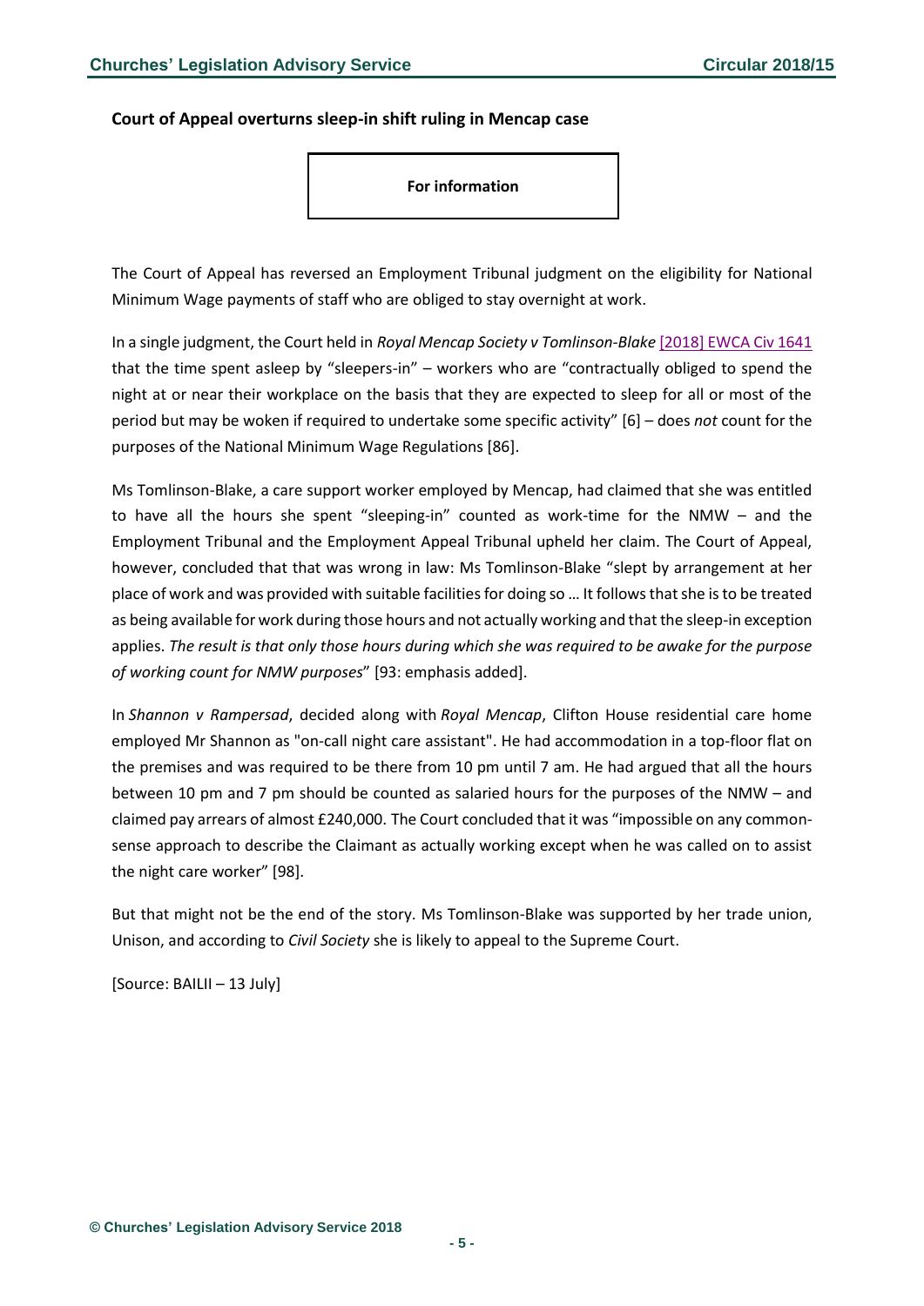**Court of Appeal overturns sleep-in shift ruling in Mencap case**

**For information**

The Court of Appeal has reversed an Employment Tribunal judgment on the eligibility for National Minimum Wage payments of staff who are obliged to stay overnight at work.

In a single judgment, the Court held in *Royal Mencap Society v Tomlinson-Blake* [2018] EWCA Civ 1641 that the time spent asleep by "sleepers-in" – workers who are "contractually obliged to spend the night at or near their workplace on the basis that they are expected to sleep for all or most of the period but may be woken if required to undertake some specific activity" [6] – does *not* count for the purposes of the National Minimum Wage Regulations [86].

Ms Tomlinson-Blake, a care support worker employed by Mencap, had claimed that she was entitled to have all the hours she spent "sleeping-in" counted as work-time for the NMW – and the Employment Tribunal and the Employment Appeal Tribunal upheld her claim. The Court of Appeal, however, concluded that that was wrong in law: Ms Tomlinson-Blake "slept by arrangement at her place of work and was provided with suitable facilities for doing so … It follows that she is to be treated as being available for work during those hours and not actually working and that the sleep-in exception applies. *The result is that only those hours during which she was required to be awake for the purpose of working count for NMW purposes*" [93: emphasis added].

In *Shannon v Rampersad*, decided along with *Royal Mencap*, Clifton House residential care home employed Mr Shannon as "on-call night care assistant". He had accommodation in a top-floor flat on the premises and was required to be there from 10 pm until 7 am. He had argued that all the hours between 10 pm and 7 pm should be counted as salaried hours for the purposes of the NMW – and claimed pay arrears of almost £240,000. The Court concluded that it was "impossible on any common-sense approach to describe the Claimant as actually working except when he was called on to assist the night care worker" [98].

But that might not be the end of the story. Ms Tomlinson-Blake was supported by her trade union, Unison, and according to *Civil Society* she is likely to appeal to the Supreme Court.

[Source: BAILII – 13 July]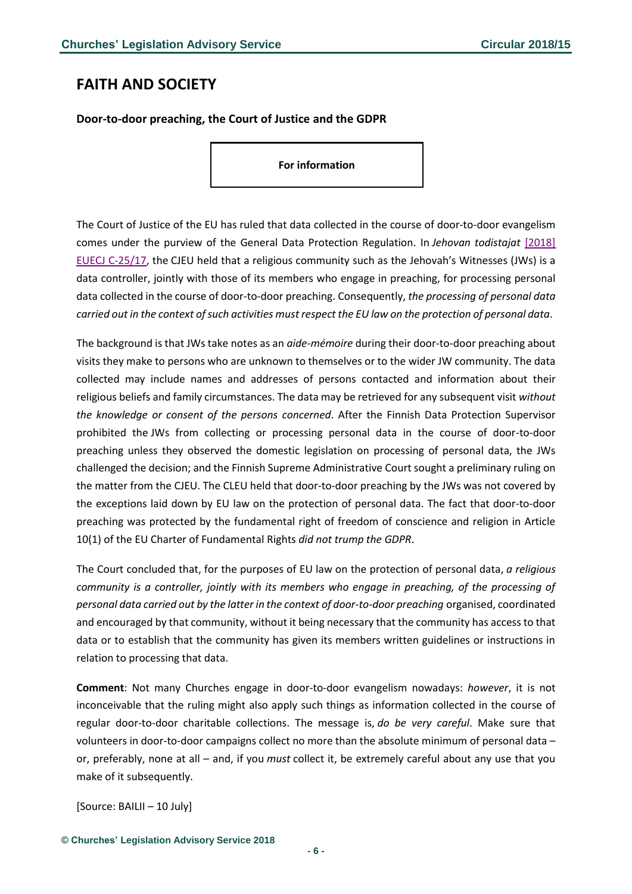# FAITH AND SOCIETY

**Door-to-door preaching, the Court of Justice and the GDPR**

**For information**

The Court of Justice of the EU has ruled that data collected in the course of door-to-door evangelism comes under the purview of the General Data Protection Regulation. In *Jehovan todistajat* [2018] EUECJ C-25/17, the CJEU held that a religious community such as the Jehovah's Witnesses (JWs) is a data controller, jointly with those of its members who engage in preaching, for processing personal data collected in the course of door-to-door preaching. Consequently, *the processing of personal data carried out in the context of such activities must respect the EU law on the protection of personal data*.

The background is that JWs take notes as an *aide-mémoire* during their door-to-door preaching about visits they make to persons who are unknown to themselves or to the wider JW community. The data collected may include names and addresses of persons contacted and information about their religious beliefs and family circumstances. The data may be retrieved for any subsequent visit *without the knowledge or consent of the persons concerned*. After the Finnish Data Protection Supervisor prohibited the JWs from collecting or processing personal data in the course of door-to-door preaching unless they observed the domestic legislation on processing of personal data, the JWs challenged the decision; and the Finnish Supreme Administrative Court sought a preliminary ruling on the matter from the CJEU. The CLEU held that door-to-door preaching by the JWs was not covered by the exceptions laid down by EU law on the protection of personal data. The fact that door-to-door preaching was protected by the fundamental right of freedom of conscience and religion in Article 10(1) of the EU Charter of Fundamental Rights *did not trump the GDPR*.

The Court concluded that, for the purposes of EU law on the protection of personal data, *a religious community is a controller, jointly with its members who engage in preaching, of the processing of personal data carried out by the latter in the context of door-to-door preaching* organised, coordinated and encouraged by that community, without it being necessary that the community has access to that data or to establish that the community has given its members written guidelines or instructions in relation to processing that data.

**Comment**: Not many Churches engage in door-to-door evangelism nowadays: *however*, it is not inconceivable that the ruling might also apply such things as information collected in the course of regular door-to-door charitable collections. The message is, *do be very careful*. Make sure that volunteers in door-to-door campaigns collect no more than the absolute minimum of personal data – or, preferably, none at all – and, if you *must* collect it, be extremely careful about any use that you make of it subsequently.

[Source: BAILII – 10 July]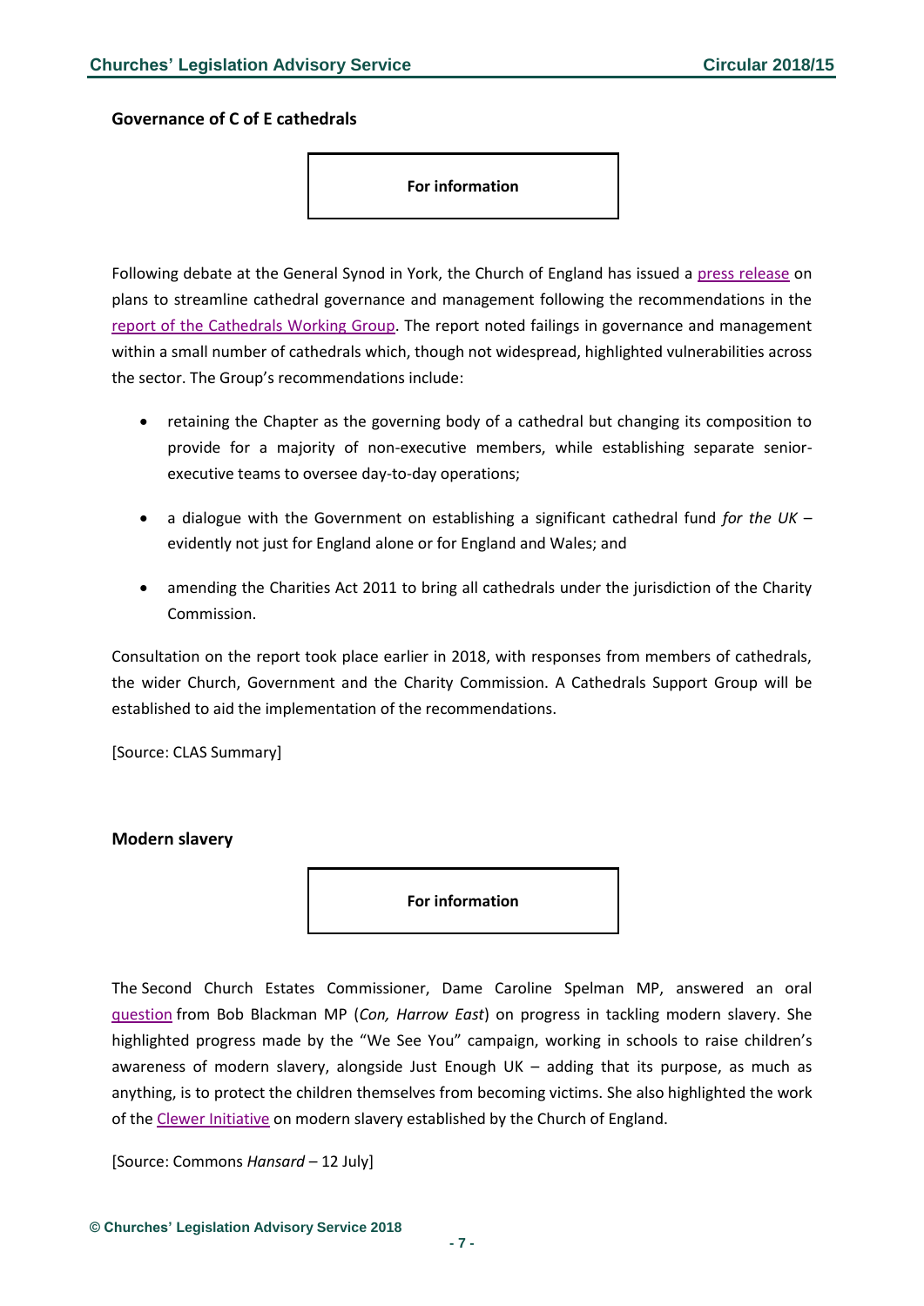## Governance of C of E cathedrals

**For information**

Following debate at the General Synod in York, the Church of England has issued a press release on plans to streamline cathedral governance and management following the recommendations in the report of the Cathedrals Working Group. The report noted failings in governance and management within a small number of cathedrals which, though not widespread, highlighted vulnerabilities across the sector. The Group's recommendations include:

- retaining the Chapter as the governing body of a cathedral but changing its composition to provide for a majority of non-executive members, while establishing separate senior-executive teams to oversee day-to-day operations;
- a dialogue with the Government on establishing a significant cathedral fund *for the UK* – evidently not just for England alone or for England and Wales; and
- amending the Charities Act 2011 to bring all cathedrals under the jurisdiction of the Charity Commission.

Consultation on the report took place earlier in 2018, with responses from members of cathedrals, the wider Church, Government and the Charity Commission. A Cathedrals Support Group will be established to aid the implementation of the recommendations.

[Source: CLAS Summary]

## Modern slavery

**For information**

The Second Church Estates Commissioner, Dame Caroline Spelman MP, answered an oral question from Bob Blackman MP (*Con, Harrow East*) on progress in tackling modern slavery. She highlighted progress made by the "We See You" campaign, working in schools to raise children's awareness of modern slavery, alongside Just Enough UK – adding that its purpose, as much as anything, is to protect the children themselves from becoming victims. She also highlighted the work of the Clewer Initiative on modern slavery established by the Church of England.

[Source: Commons *Hansard* – 12 July]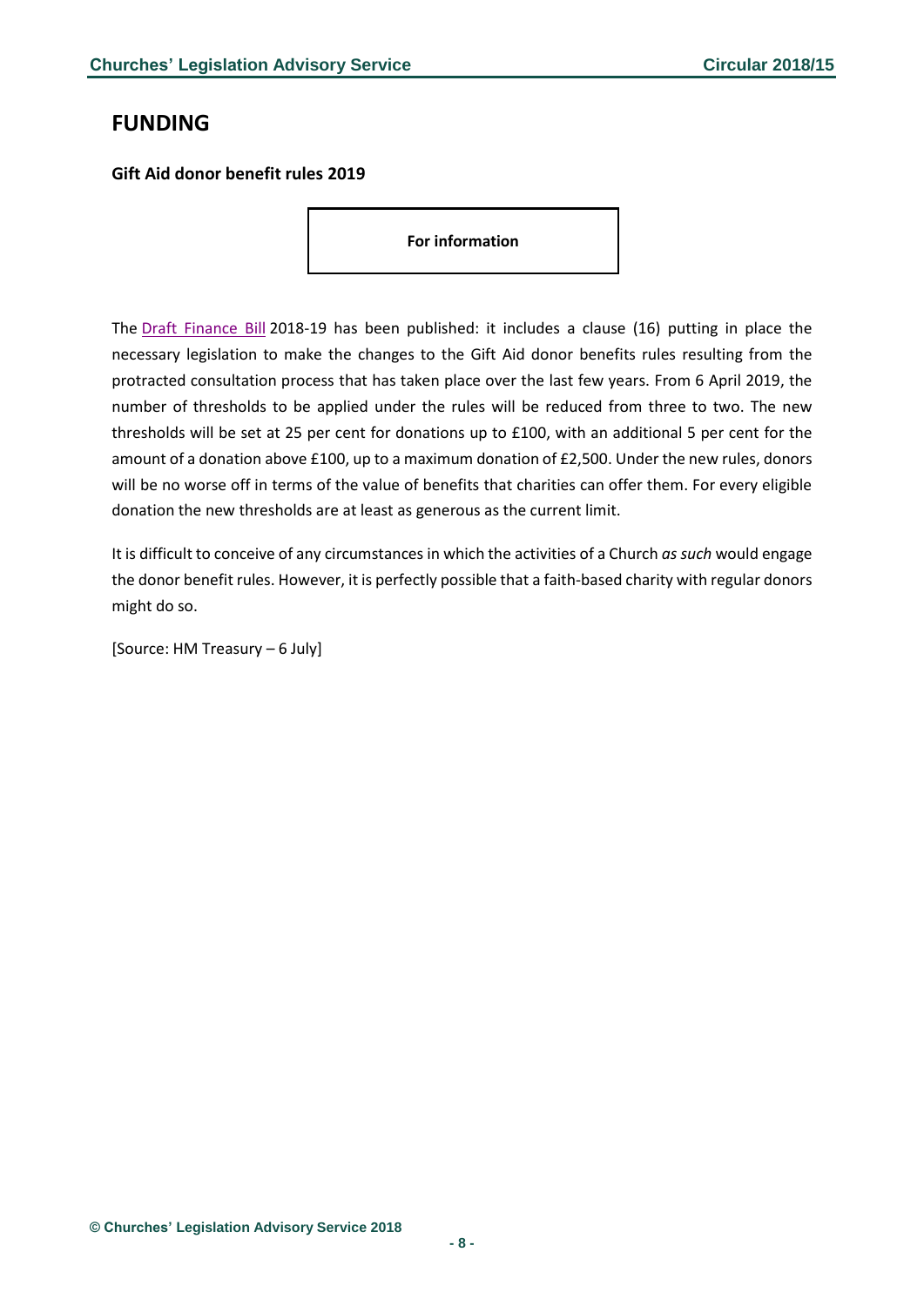## FUNDING

### Gift Aid donor benefit rules 2019

**For information**

The Draft Finance Bill 2018-19 has been published: it includes a clause (16) putting in place the necessary legislation to make the changes to the Gift Aid donor benefits rules resulting from the protracted consultation process that has taken place over the last few years. From 6 April 2019, the number of thresholds to be applied under the rules will be reduced from three to two. The new thresholds will be set at 25 per cent for donations up to £100, with an additional 5 per cent for the amount of a donation above £100, up to a maximum donation of £2,500. Under the new rules, donors will be no worse off in terms of the value of benefits that charities can offer them. For every eligible donation the new thresholds are at least as generous as the current limit.

It is difficult to conceive of any circumstances in which the activities of a Church *as such* would engage the donor benefit rules. However, it is perfectly possible that a faith-based charity with regular donors might do so.

[Source: HM Treasury – 6 July]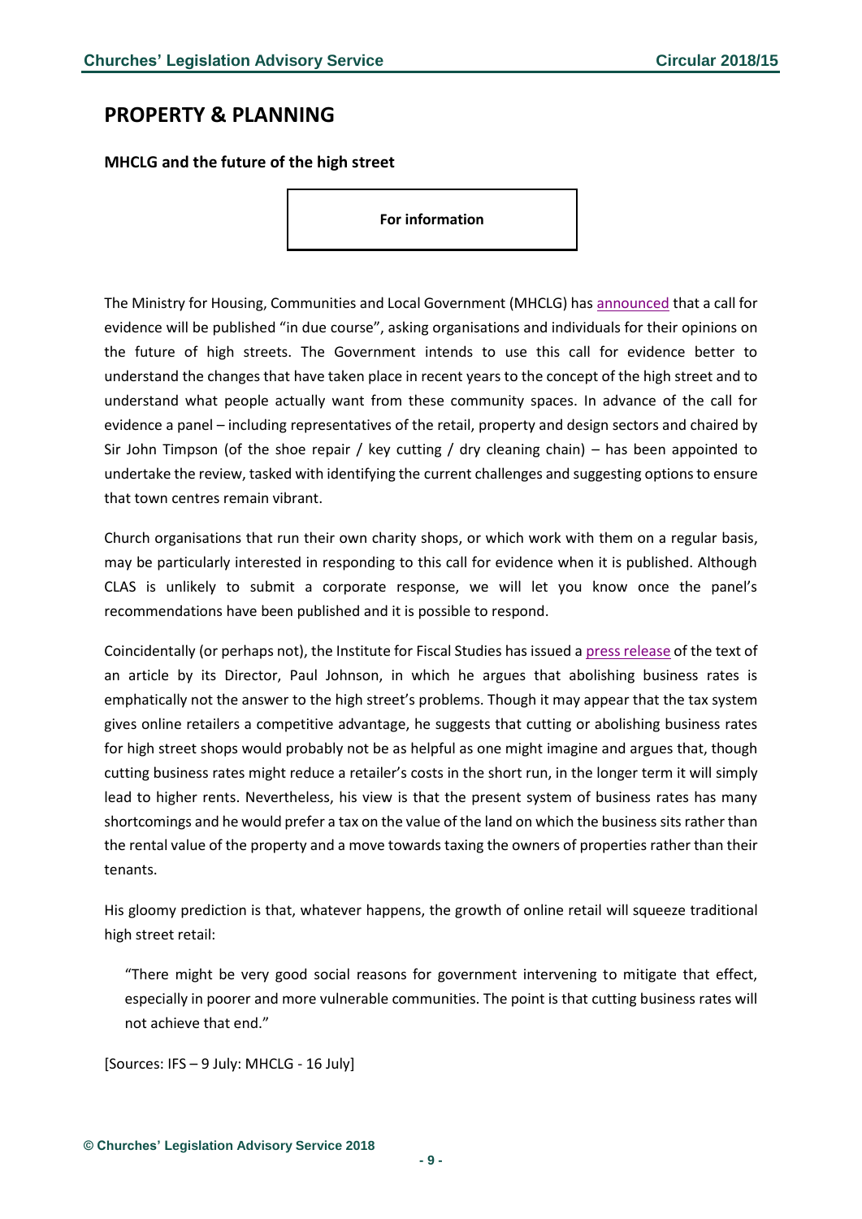## PROPERTY & PLANNING

### MHCLG and the future of the high street

**For information**

The Ministry for Housing, Communities and Local Government (MHCLG) has announced that a call for evidence will be published "in due course", asking organisations and individuals for their opinions on the future of high streets. The Government intends to use this call for evidence better to understand the changes that have taken place in recent years to the concept of the high street and to understand what people actually want from these community spaces. In advance of the call for evidence a panel – including representatives of the retail, property and design sectors and chaired by Sir John Timpson (of the shoe repair / key cutting / dry cleaning chain) – has been appointed to undertake the review, tasked with identifying the current challenges and suggesting options to ensure that town centres remain vibrant.

Church organisations that run their own charity shops, or which work with them on a regular basis, may be particularly interested in responding to this call for evidence when it is published. Although CLAS is unlikely to submit a corporate response, we will let you know once the panel's recommendations have been published and it is possible to respond.

Coincidentally (or perhaps not), the Institute for Fiscal Studies has issued a press release of the text of an article by its Director, Paul Johnson, in which he argues that abolishing business rates is emphatically not the answer to the high street's problems. Though it may appear that the tax system gives online retailers a competitive advantage, he suggests that cutting or abolishing business rates for high street shops would probably not be as helpful as one might imagine and argues that, though cutting business rates might reduce a retailer's costs in the short run, in the longer term it will simply lead to higher rents. Nevertheless, his view is that the present system of business rates has many shortcomings and he would prefer a tax on the value of the land on which the business sits rather than the rental value of the property and a move towards taxing the owners of properties rather than their tenants.

His gloomy prediction is that, whatever happens, the growth of online retail will squeeze traditional high street retail:

> "There might be very good social reasons for government intervening to mitigate that effect, especially in poorer and more vulnerable communities. The point is that cutting business rates will not achieve that end."

[Sources: IFS – 9 July: MHCLG - 16 July]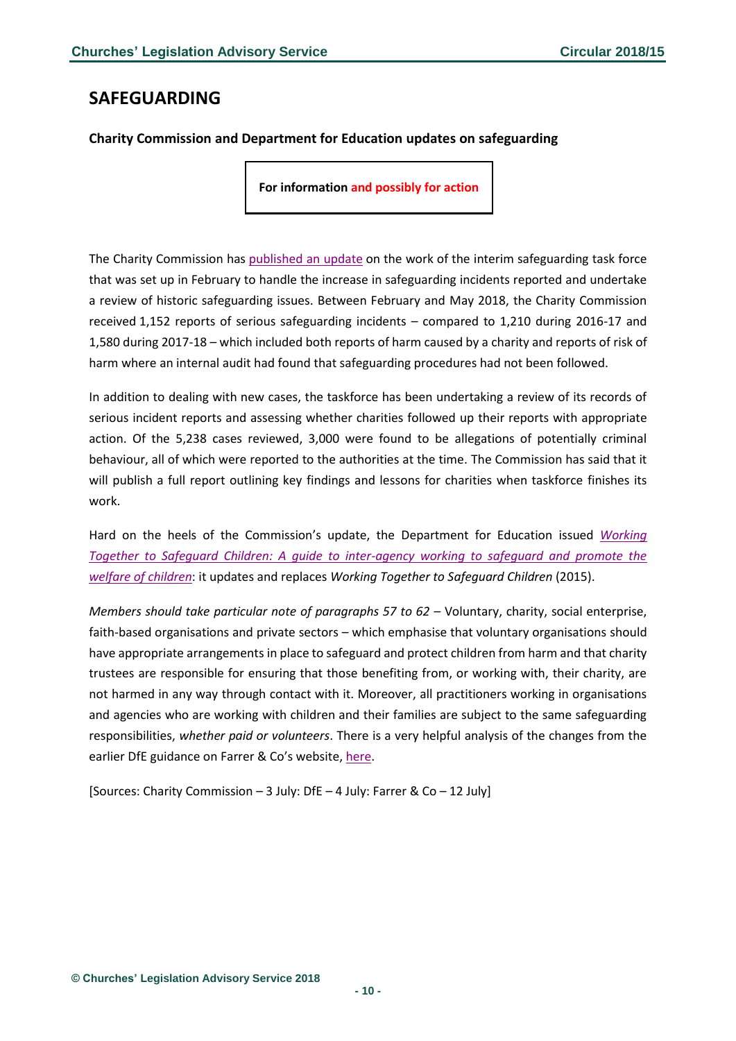# SAFEGUARDING

### Charity Commission and Department for Education updates on safeguarding

**For information and possibly for action**

The Charity Commission has published an update on the work of the interim safeguarding task force that was set up in February to handle the increase in safeguarding incidents reported and undertake a review of historic safeguarding issues. Between February and May 2018, the Charity Commission received 1,152 reports of serious safeguarding incidents – compared to 1,210 during 2016-17 and 1,580 during 2017-18 – which included both reports of harm caused by a charity and reports of risk of harm where an internal audit had found that safeguarding procedures had not been followed.

In addition to dealing with new cases, the taskforce has been undertaking a review of its records of serious incident reports and assessing whether charities followed up their reports with appropriate action. Of the 5,238 cases reviewed, 3,000 were found to be allegations of potentially criminal behaviour, all of which were reported to the authorities at the time. The Commission has said that it will publish a full report outlining key findings and lessons for charities when taskforce finishes its work.

Hard on the heels of the Commission's update, the Department for Education issued *Working Together to Safeguard Children: A guide to inter-agency working to safeguard and promote the welfare of children*: it updates and replaces *Working Together to Safeguard Children* (2015).

*Members should take particular note of paragraphs 57 to 62* – Voluntary, charity, social enterprise, faith-based organisations and private sectors – which emphasise that voluntary organisations should have appropriate arrangements in place to safeguard and protect children from harm and that charity trustees are responsible for ensuring that those benefiting from, or working with, their charity, are not harmed in any way through contact with it. Moreover, all practitioners working in organisations and agencies who are working with children and their families are subject to the same safeguarding responsibilities, *whether paid or volunteers*. There is a very helpful analysis of the changes from the earlier DfE guidance on Farrer & Co's website, here.

[Sources: Charity Commission – 3 July: DfE – 4 July: Farrer & Co – 12 July]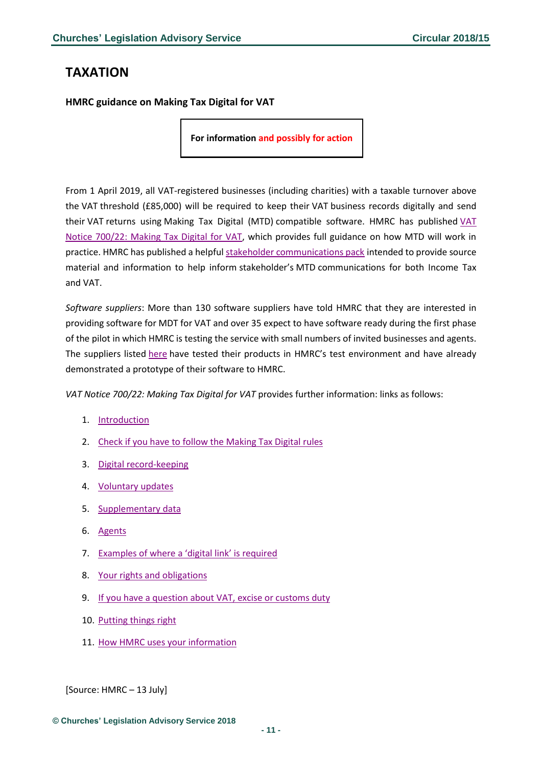# TAXATION

### HMRC guidance on Making Tax Digital for VAT

**For information and possibly for action**

From 1 April 2019, all VAT-registered businesses (including charities) with a taxable turnover above the VAT threshold (£85,000) will be required to keep their VAT business records digitally and send their VAT returns using Making Tax Digital (MTD) compatible software. HMRC has published VAT Notice 700/22: Making Tax Digital for VAT, which provides full guidance on how MTD will work in practice. HMRC has published a helpful stakeholder communications pack intended to provide source material and information to help inform stakeholder's MTD communications for both Income Tax and VAT.

*Software suppliers*: More than 130 software suppliers have told HMRC that they are interested in providing software for MDT for VAT and over 35 expect to have software ready during the first phase of the pilot in which HMRC is testing the service with small numbers of invited businesses and agents. The suppliers listed here have tested their products in HMRC's test environment and have already demonstrated a prototype of their software to HMRC.

*VAT Notice 700/22: Making Tax Digital for VAT* provides further information: links as follows:

1. Introduction
2. Check if you have to follow the Making Tax Digital rules
3. Digital record-keeping
4. Voluntary updates
5. Supplementary data
6. Agents
7. Examples of where a 'digital link' is required
8. Your rights and obligations
9. If you have a question about VAT, excise or customs duty
10. Putting things right
11. How HMRC uses your information

[Source: HMRC – 13 July]

© Churches' Legislation Advisory Service 2018